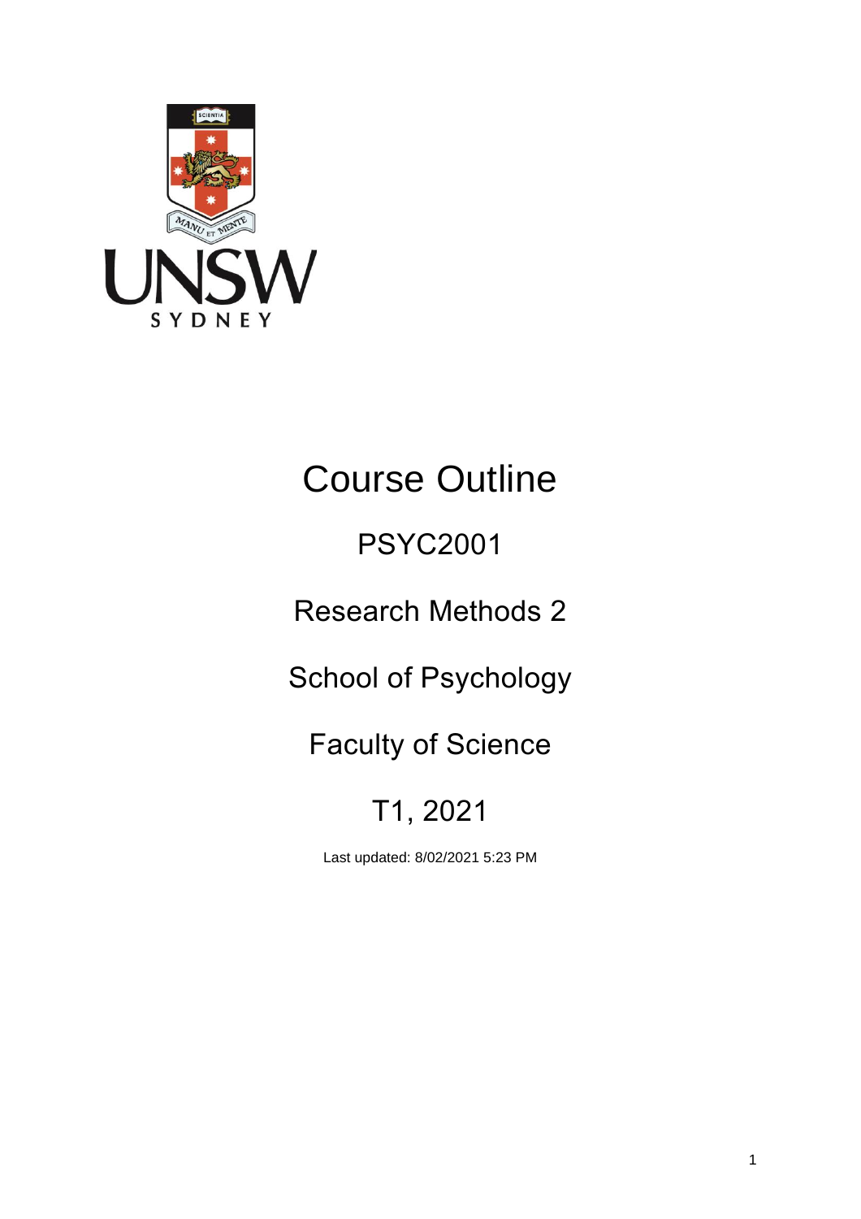# Course Outline

## PSYC2001

## Research Methods 2

## School of Psychology

## Faculty of Science

## T1, 2021

Last updated: 8/02/2021 5:23 PM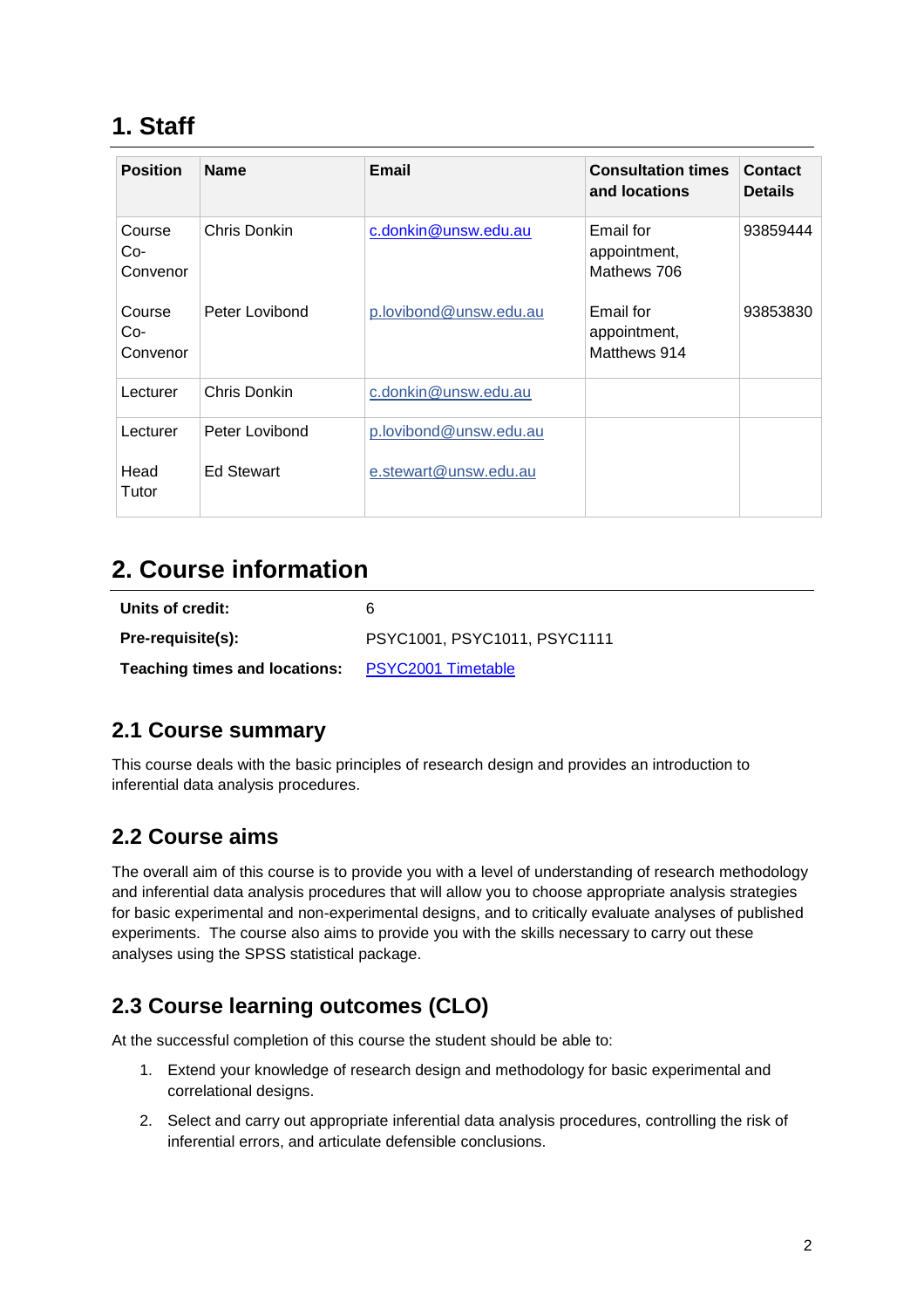# 1. Staff

| Position | Name | Email | Consultation times and locations | Contact Details |
|---|---|---|---|---|
| Course Co-Convenor | Chris Donkin | c.donkin@unsw.edu.au | Email for appointment, Mathews 706 | 93859444 |
| Course Co-Convenor | Peter Lovibond | p.lovibond@unsw.edu.au | Email for appointment, Matthews 914 | 93853830 |
| Lecturer | Chris Donkin | c.donkin@unsw.edu.au | | |
| Lecturer | Peter Lovibond | p.lovibond@unsw.edu.au | | |
| Head Tutor | Ed Stewart | e.stewart@unsw.edu.au | | |

# 2. Course information

**Units of credit:** 6

**Pre-requisite(s):** PSYC1001, PSYC1011, PSYC1111

**Teaching times and locations:** PSYC2001 Timetable

## 2.1 Course summary

This course deals with the basic principles of research design and provides an introduction to inferential data analysis procedures.

## 2.2 Course aims

The overall aim of this course is to provide you with a level of understanding of research methodology and inferential data analysis procedures that will allow you to choose appropriate analysis strategies for basic experimental and non-experimental designs, and to critically evaluate analyses of published experiments. The course also aims to provide you with the skills necessary to carry out these analyses using the SPSS statistical package.

## 2.3 Course learning outcomes (CLO)

At the successful completion of this course the student should be able to:

1. Extend your knowledge of research design and methodology for basic experimental and correlational designs.
2. Select and carry out appropriate inferential data analysis procedures, controlling the risk of inferential errors, and articulate defensible conclusions.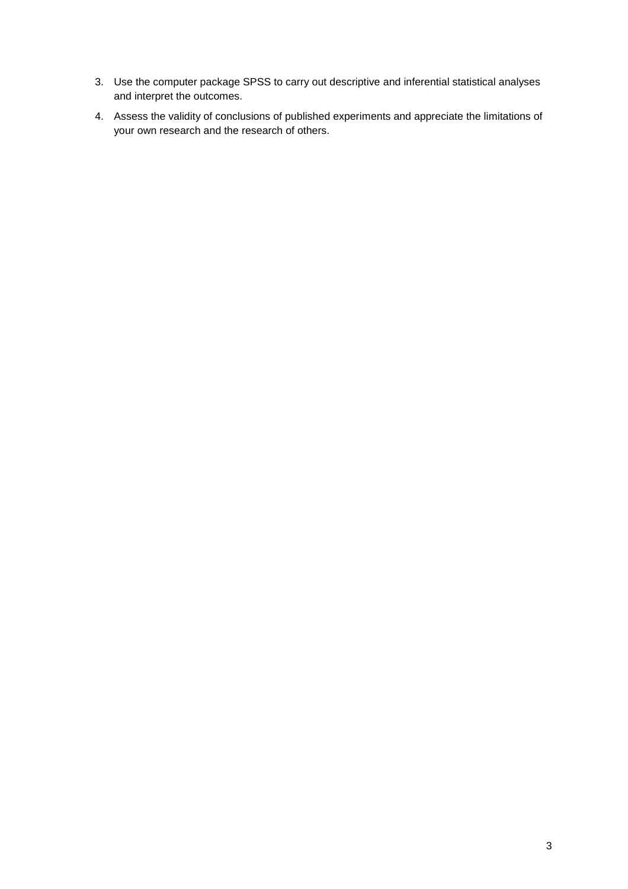3. Use the computer package SPSS to carry out descriptive and inferential statistical analyses and interpret the outcomes.
4. Assess the validity of conclusions of published experiments and appreciate the limitations of your own research and the research of others.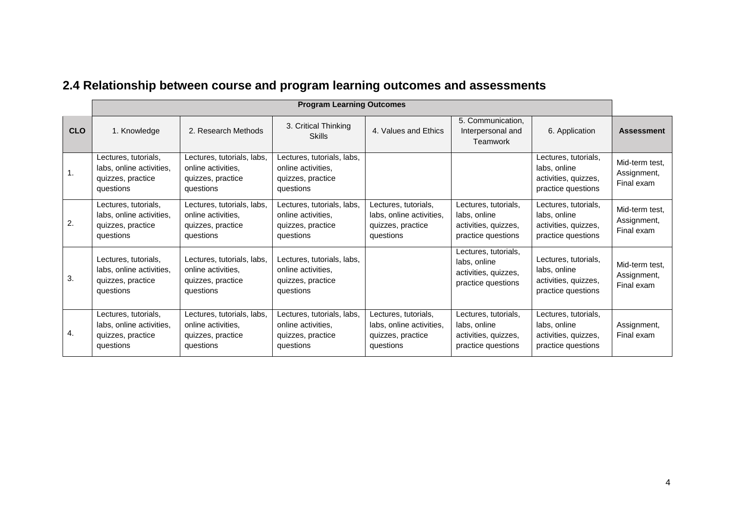## 2.4 Relationship between course and program learning outcomes and assessments

| | Program Learning Outcomes | | | | | | |
|---|---|---|---|---|---|---|---|
| **CLO** | 1. Knowledge | 2. Research Methods | 3. Critical Thinking Skills | 4. Values and Ethics | 5. Communication, Interpersonal and Teamwork | 6. Application | **Assessment** |
| 1. | Lectures, tutorials, labs, online activities, quizzes, practice questions | Lectures, tutorials, labs, online activities, quizzes, practice questions | Lectures, tutorials, labs, online activities, quizzes, practice questions | | | Lectures, tutorials, labs, online activities, quizzes, practice questions | Mid-term test, Assignment, Final exam |
| 2. | Lectures, tutorials, labs, online activities, quizzes, practice questions | Lectures, tutorials, labs, online activities, quizzes, practice questions | Lectures, tutorials, labs, online activities, quizzes, practice questions | Lectures, tutorials, labs, online activities, quizzes, practice questions | Lectures, tutorials, labs, online activities, quizzes, practice questions | Lectures, tutorials, labs, online activities, quizzes, practice questions | Mid-term test, Assignment, Final exam |
| 3. | Lectures, tutorials, labs, online activities, quizzes, practice questions | Lectures, tutorials, labs, online activities, quizzes, practice questions | Lectures, tutorials, labs, online activities, quizzes, practice questions | | Lectures, tutorials, labs, online activities, quizzes, practice questions | Lectures, tutorials, labs, online activities, quizzes, practice questions | Mid-term test, Assignment, Final exam |
| 4. | Lectures, tutorials, labs, online activities, quizzes, practice questions | Lectures, tutorials, labs, online activities, quizzes, practice questions | Lectures, tutorials, labs, online activities, quizzes, practice questions | Lectures, tutorials, labs, online activities, quizzes, practice questions | Lectures, tutorials, labs, online activities, quizzes, practice questions | Lectures, tutorials, labs, online activities, quizzes, practice questions | Assignment, Final exam |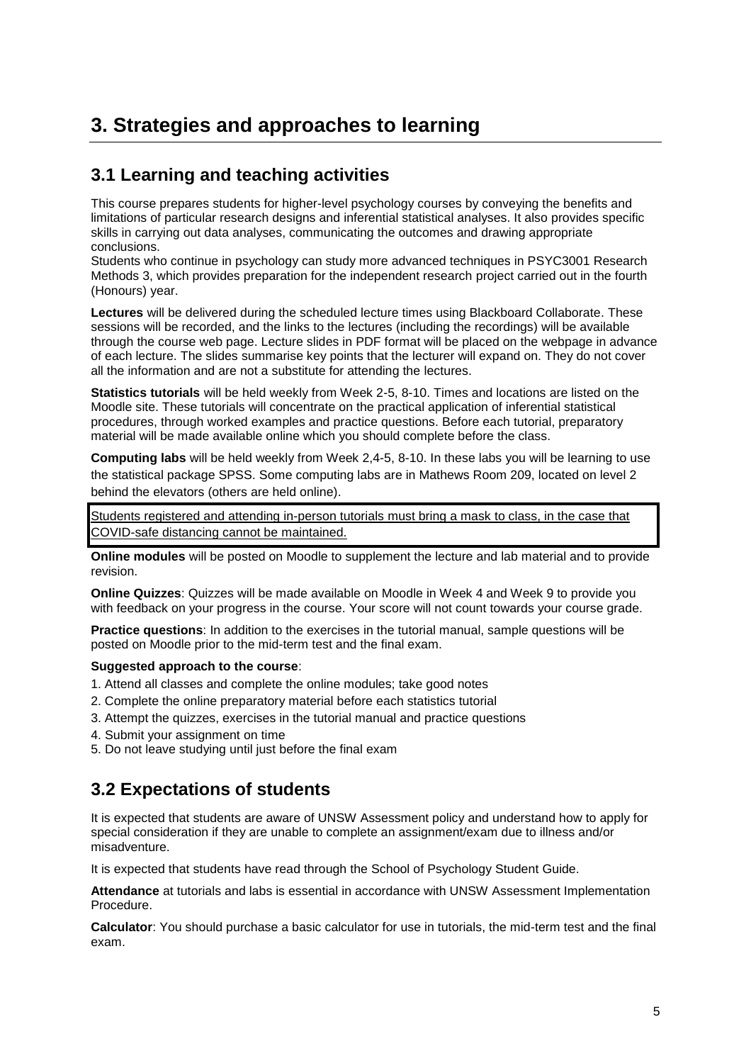# 3. Strategies and approaches to learning

## 3.1 Learning and teaching activities

This course prepares students for higher-level psychology courses by conveying the benefits and limitations of particular research designs and inferential statistical analyses. It also provides specific skills in carrying out data analyses, communicating the outcomes and drawing appropriate conclusions.
Students who continue in psychology can study more advanced techniques in PSYC3001 Research Methods 3, which provides preparation for the independent research project carried out in the fourth (Honours) year.

**Lectures** will be delivered during the scheduled lecture times using Blackboard Collaborate. These sessions will be recorded, and the links to the lectures (including the recordings) will be available through the course web page. Lecture slides in PDF format will be placed on the webpage in advance of each lecture. The slides summarise key points that the lecturer will expand on. They do not cover all the information and are not a substitute for attending the lectures.

**Statistics tutorials** will be held weekly from Week 2-5, 8-10. Times and locations are listed on the Moodle site. These tutorials will concentrate on the practical application of inferential statistical procedures, through worked examples and practice questions. Before each tutorial, preparatory material will be made available online which you should complete before the class.

**Computing labs** will be held weekly from Week 2,4-5, 8-10. In these labs you will be learning to use the statistical package SPSS. Some computing labs are in Mathews Room 209, located on level 2 behind the elevators (others are held online).

Students registered and attending in-person tutorials must bring a mask to class, in the case that COVID-safe distancing cannot be maintained.

**Online modules** will be posted on Moodle to supplement the lecture and lab material and to provide revision.

**Online Quizzes**: Quizzes will be made available on Moodle in Week 4 and Week 9 to provide you with feedback on your progress in the course. Your score will not count towards your course grade.

**Practice questions**: In addition to the exercises in the tutorial manual, sample questions will be posted on Moodle prior to the mid-term test and the final exam.

**Suggested approach to the course**:

1. Attend all classes and complete the online modules; take good notes
2. Complete the online preparatory material before each statistics tutorial
3. Attempt the quizzes, exercises in the tutorial manual and practice questions
4. Submit your assignment on time
5. Do not leave studying until just before the final exam

## 3.2 Expectations of students

It is expected that students are aware of UNSW Assessment policy and understand how to apply for special consideration if they are unable to complete an assignment/exam due to illness and/or misadventure.

It is expected that students have read through the School of Psychology Student Guide.

**Attendance** at tutorials and labs is essential in accordance with UNSW Assessment Implementation Procedure.

**Calculator**: You should purchase a basic calculator for use in tutorials, the mid-term test and the final exam.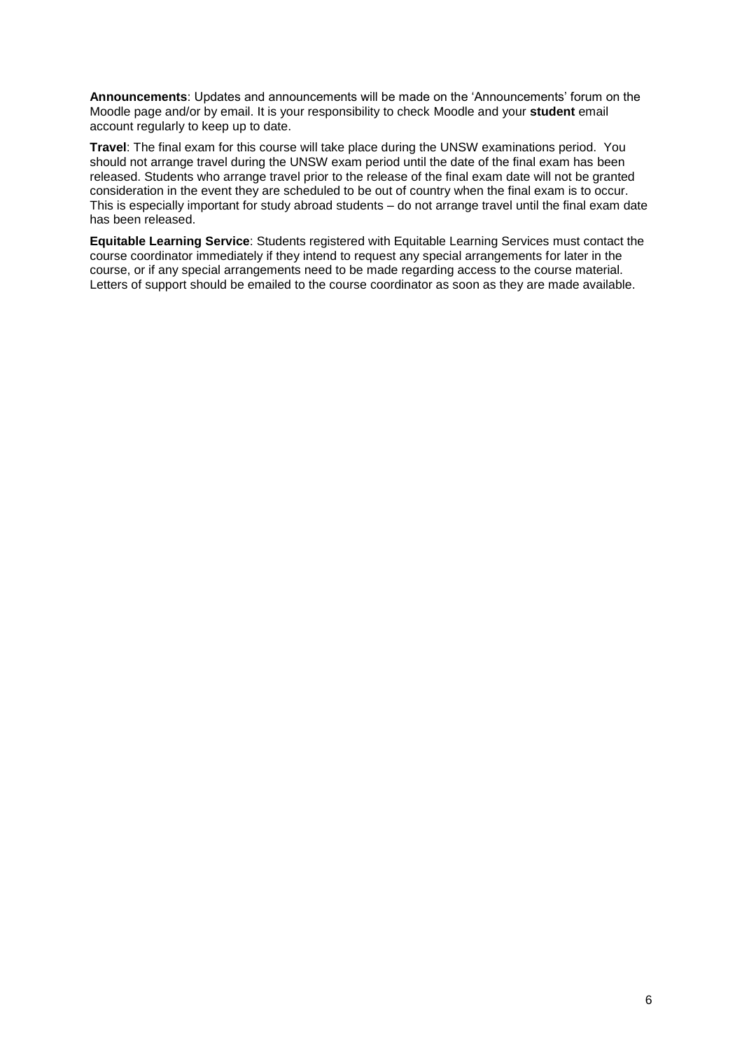**Announcements**: Updates and announcements will be made on the 'Announcements' forum on the Moodle page and/or by email. It is your responsibility to check Moodle and your **student** email account regularly to keep up to date.

**Travel**: The final exam for this course will take place during the UNSW examinations period. You should not arrange travel during the UNSW exam period until the date of the final exam has been released. Students who arrange travel prior to the release of the final exam date will not be granted consideration in the event they are scheduled to be out of country when the final exam is to occur. This is especially important for study abroad students – do not arrange travel until the final exam date has been released.

**Equitable Learning Service**: Students registered with Equitable Learning Services must contact the course coordinator immediately if they intend to request any special arrangements for later in the course, or if any special arrangements need to be made regarding access to the course material. Letters of support should be emailed to the course coordinator as soon as they are made available.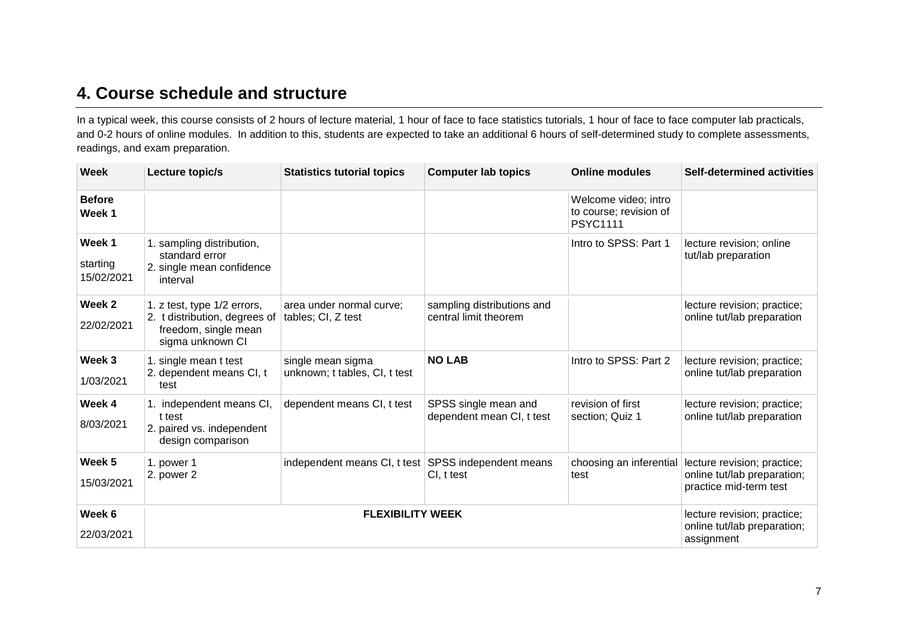## 4. Course schedule and structure

In a typical week, this course consists of 2 hours of lecture material, 1 hour of face to face statistics tutorials, 1 hour of face to face computer lab practicals, and 0-2 hours of online modules. In addition to this, students are expected to take an additional 6 hours of self-determined study to complete assessments, readings, and exam preparation.

| Week | Lecture topic/s | Statistics tutorial topics | Computer lab topics | Online modules | Self-determined activities |
|---|---|---|---|---|---|
| **Before Week 1** | | | | Welcome video; intro to course; revision of PSYC1111 | |
| **Week 1** starting 15/02/2021 | 1. sampling distribution, standard error<br>2. single mean confidence interval | | | Intro to SPSS: Part 1 | lecture revision; online tut/lab preparation |
| **Week 2** 22/02/2021 | 1. z test, type 1/2 errors,<br>2. t distribution, degrees of freedom, single mean sigma unknown CI | area under normal curve; tables; CI, Z test | sampling distributions and central limit theorem | | lecture revision; practice; online tut/lab preparation |
| **Week 3** 1/03/2021 | 1. single mean t test<br>2. dependent means CI, t test | single mean sigma unknown; t tables, CI, t test | **NO LAB** | Intro to SPSS: Part 2 | lecture revision; practice; online tut/lab preparation |
| **Week 4** 8/03/2021 | 1. independent means CI, t test<br>2. paired vs. independent design comparison | dependent means CI, t test | SPSS single mean and dependent mean CI, t test | revision of first section; Quiz 1 | lecture revision; practice; online tut/lab preparation |
| **Week 5** 15/03/2021 | 1. power 1<br>2. power 2 | independent means CI, t test | SPSS independent means CI, t test | choosing an inferential test | lecture revision; practice; online tut/lab preparation; practice mid-term test |
| **Week 6** 22/03/2021 | **FLEXIBILITY WEEK** | | | | lecture revision; practice; online tut/lab preparation; assignment |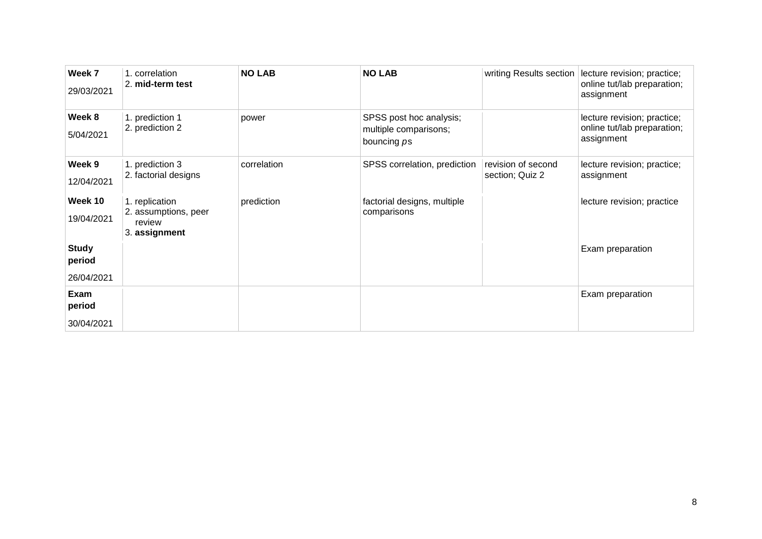| Week 7<br>29/03/2021 | 1. correlation<br>2. **mid-term test** | **NO LAB** | **NO LAB** | writing Results section | lecture revision; practice; online tut/lab preparation; assignment |
|---|---|---|---|---|---|
| **Week 8**<br>5/04/2021 | 1. prediction 1<br>2. prediction 2 | power | SPSS post hoc analysis; multiple comparisons; bouncing *p*s | | lecture revision; practice; online tut/lab preparation; assignment |
| **Week 9**<br>12/04/2021 | 1. prediction 3<br>2. factorial designs | correlation | SPSS correlation, prediction | revision of second section; Quiz 2 | lecture revision; practice; assignment |
| **Week 10**<br>19/04/2021 | 1. replication<br>2. assumptions, peer review<br>3. **assignment** | prediction | factorial designs, multiple comparisons | | lecture revision; practice |
| **Study period**<br>26/04/2021 | | | | | Exam preparation |
| **Exam period**<br>30/04/2021 | | | | | Exam preparation |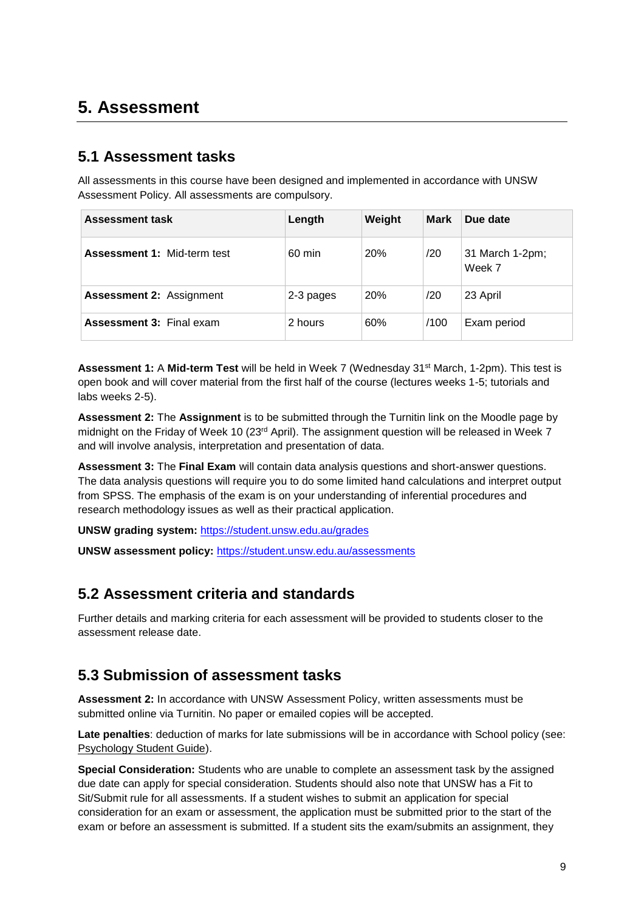# 5. Assessment

## 5.1 Assessment tasks

All assessments in this course have been designed and implemented in accordance with UNSW Assessment Policy. All assessments are compulsory.

| Assessment task | Length | Weight | Mark | Due date |
|---|---|---|---|---|
| **Assessment 1:** Mid-term test | 60 min | 20% | /20 | 31 March 1-2pm; Week 7 |
| **Assessment 2:** Assignment | 2-3 pages | 20% | /20 | 23 April |
| **Assessment 3:** Final exam | 2 hours | 60% | /100 | Exam period |

**Assessment 1:** A **Mid-term Test** will be held in Week 7 (Wednesday 31st March, 1-2pm). This test is open book and will cover material from the first half of the course (lectures weeks 1-5; tutorials and labs weeks 2-5).

**Assessment 2:** The **Assignment** is to be submitted through the Turnitin link on the Moodle page by midnight on the Friday of Week 10 (23rd April). The assignment question will be released in Week 7 and will involve analysis, interpretation and presentation of data.

**Assessment 3:** The **Final Exam** will contain data analysis questions and short-answer questions. The data analysis questions will require you to do some limited hand calculations and interpret output from SPSS. The emphasis of the exam is on your understanding of inferential procedures and research methodology issues as well as their practical application.

**UNSW grading system:** https://student.unsw.edu.au/grades

**UNSW assessment policy:** https://student.unsw.edu.au/assessments

## 5.2 Assessment criteria and standards

Further details and marking criteria for each assessment will be provided to students closer to the assessment release date.

## 5.3 Submission of assessment tasks

**Assessment 2:** In accordance with UNSW Assessment Policy, written assessments must be submitted online via Turnitin. No paper or emailed copies will be accepted.

**Late penalties**: deduction of marks for late submissions will be in accordance with School policy (see: Psychology Student Guide).

**Special Consideration:** Students who are unable to complete an assessment task by the assigned due date can apply for special consideration. Students should also note that UNSW has a Fit to Sit/Submit rule for all assessments. If a student wishes to submit an application for special consideration for an exam or assessment, the application must be submitted prior to the start of the exam or before an assessment is submitted. If a student sits the exam/submits an assignment, they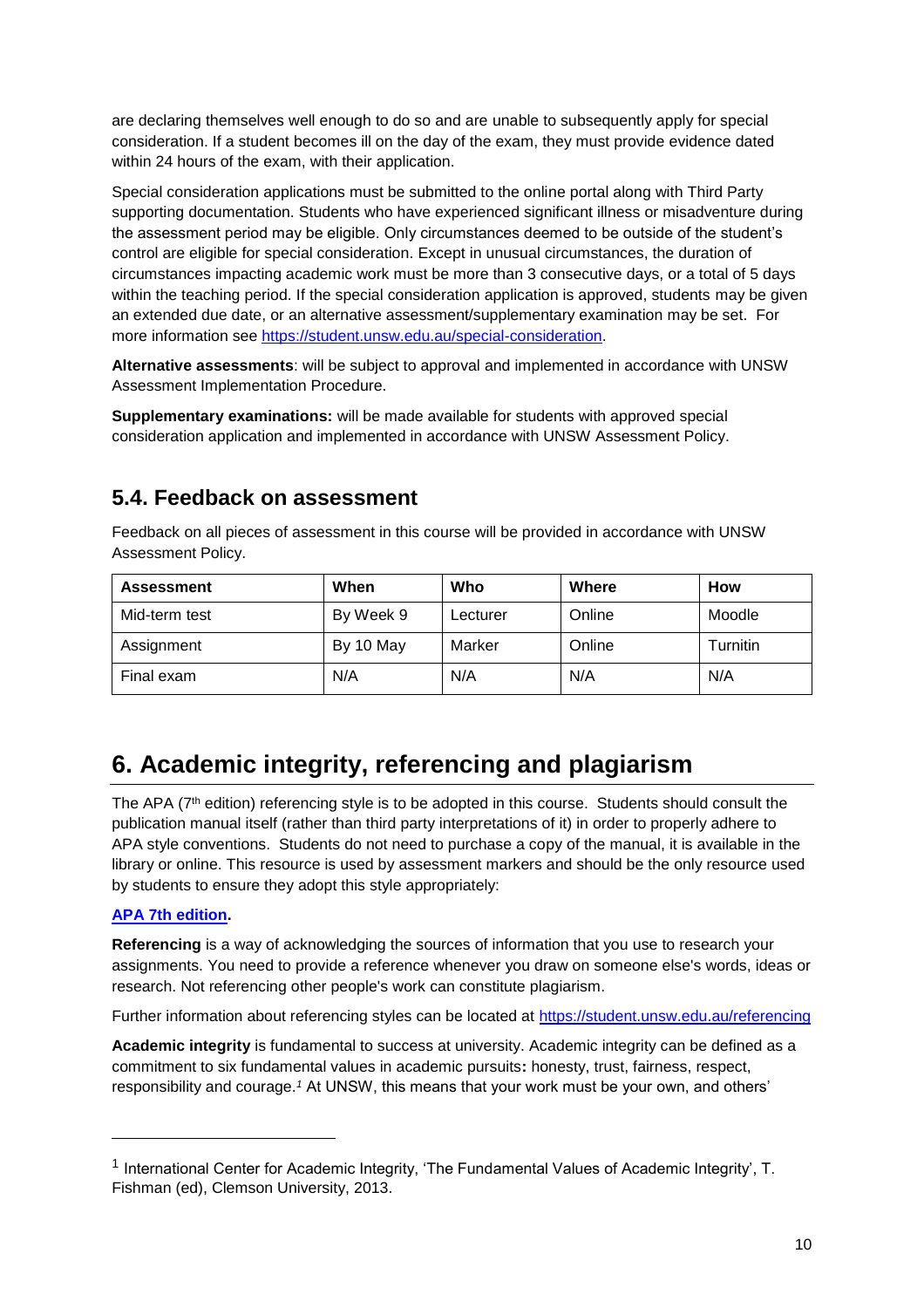are declaring themselves well enough to do so and are unable to subsequently apply for special consideration. If a student becomes ill on the day of the exam, they must provide evidence dated within 24 hours of the exam, with their application.

Special consideration applications must be submitted to the online portal along with Third Party supporting documentation. Students who have experienced significant illness or misadventure during the assessment period may be eligible. Only circumstances deemed to be outside of the student's control are eligible for special consideration. Except in unusual circumstances, the duration of circumstances impacting academic work must be more than 3 consecutive days, or a total of 5 days within the teaching period. If the special consideration application is approved, students may be given an extended due date, or an alternative assessment/supplementary examination may be set. For more information see https://student.unsw.edu.au/special-consideration.

**Alternative assessments**: will be subject to approval and implemented in accordance with UNSW Assessment Implementation Procedure.

**Supplementary examinations:** will be made available for students with approved special consideration application and implemented in accordance with UNSW Assessment Policy.

## 5.4. Feedback on assessment

Feedback on all pieces of assessment in this course will be provided in accordance with UNSW Assessment Policy.

| Assessment | When | Who | Where | How |
|---|---|---|---|---|
| Mid-term test | By Week 9 | Lecturer | Online | Moodle |
| Assignment | By 10 May | Marker | Online | Turnitin |
| Final exam | N/A | N/A | N/A | N/A |

# 6. Academic integrity, referencing and plagiarism

The APA (7th edition) referencing style is to be adopted in this course. Students should consult the publication manual itself (rather than third party interpretations of it) in order to properly adhere to APA style conventions. Students do not need to purchase a copy of the manual, it is available in the library or online. This resource is used by assessment markers and should be the only resource used by students to ensure they adopt this style appropriately:

**APA 7th edition.**

**Referencing** is a way of acknowledging the sources of information that you use to research your assignments. You need to provide a reference whenever you draw on someone else's words, ideas or research. Not referencing other people's work can constitute plagiarism.

Further information about referencing styles can be located at https://student.unsw.edu.au/referencing

**Academic integrity** is fundamental to success at university. Academic integrity can be defined as a commitment to six fundamental values in academic pursuits**:** honesty, trust, fairness, respect, responsibility and courage.[1] At UNSW, this means that your work must be your own, and others'

---

[1] International Center for Academic Integrity, 'The Fundamental Values of Academic Integrity', T. Fishman (ed), Clemson University, 2013.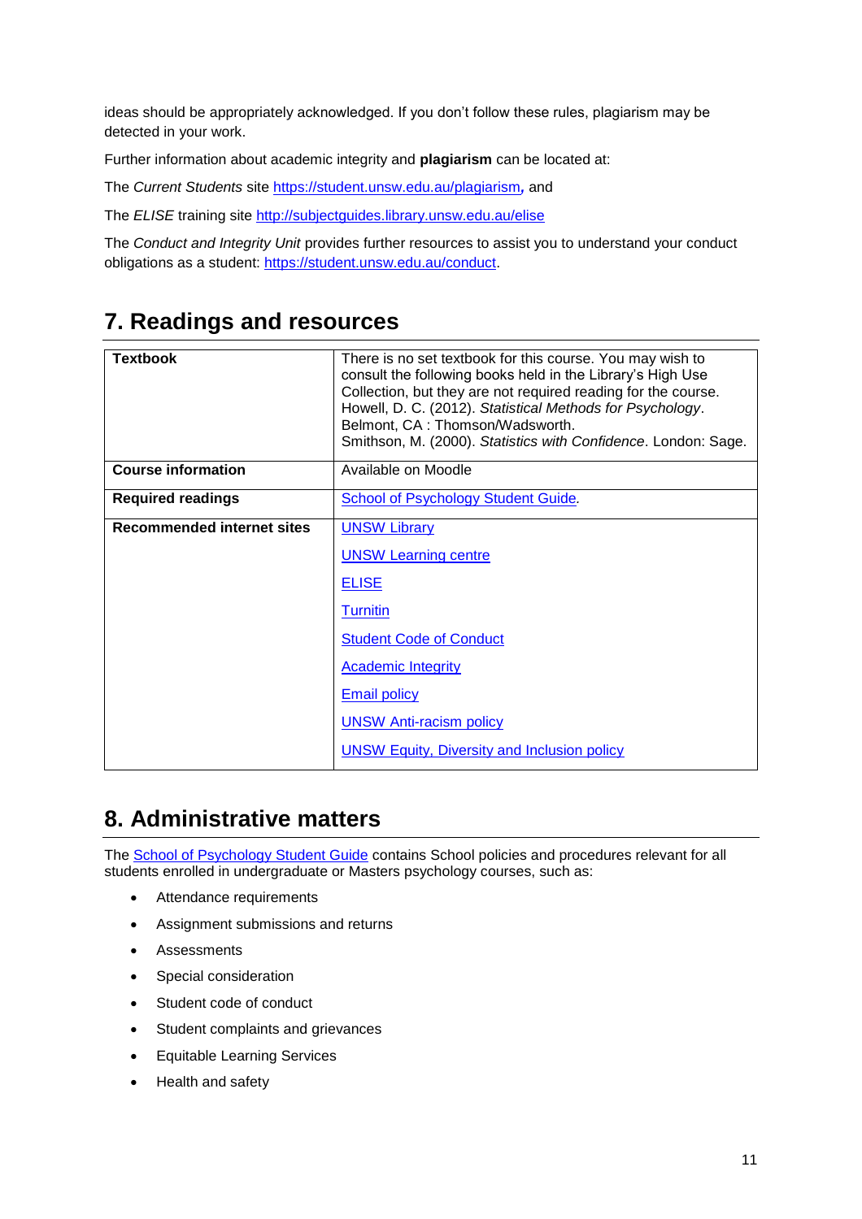ideas should be appropriately acknowledged. If you don't follow these rules, plagiarism may be detected in your work.

Further information about academic integrity and **plagiarism** can be located at:

The *Current Students* site [https://student.unsw.edu.au/plagiarism](https://student.unsw.edu.au/plagiarism)**,** and

The *ELISE* training site [http://subjectguides.library.unsw.edu.au/elise](http://subjectguides.library.unsw.edu.au/elise)

The *Conduct and Integrity Unit* provides further resources to assist you to understand your conduct obligations as a student: [https://student.unsw.edu.au/conduct](https://student.unsw.edu.au/conduct).

## 7. Readings and resources

| | |
|---|---|
| **Textbook** | There is no set textbook for this course. You may wish to consult the following books held in the Library's High Use Collection, but they are not required reading for the course. Howell, D. C. (2012). *Statistical Methods for Psychology*. Belmont, CA : Thomson/Wadsworth. Smithson, M. (2000). *Statistics with Confidence*. London: Sage. |
| **Course information** | Available on Moodle |
| **Required readings** | School of Psychology Student Guide. |
| **Recommended internet sites** | UNSW Library<br>UNSW Learning centre<br>ELISE<br>Turnitin<br>Student Code of Conduct<br>Academic Integrity<br>Email policy<br>UNSW Anti-racism policy<br>UNSW Equity, Diversity and Inclusion policy |

## 8. Administrative matters

The School of Psychology Student Guide contains School policies and procedures relevant for all students enrolled in undergraduate or Masters psychology courses, such as:

- Attendance requirements
- Assignment submissions and returns
- Assessments
- Special consideration
- Student code of conduct
- Student complaints and grievances
- Equitable Learning Services
- Health and safety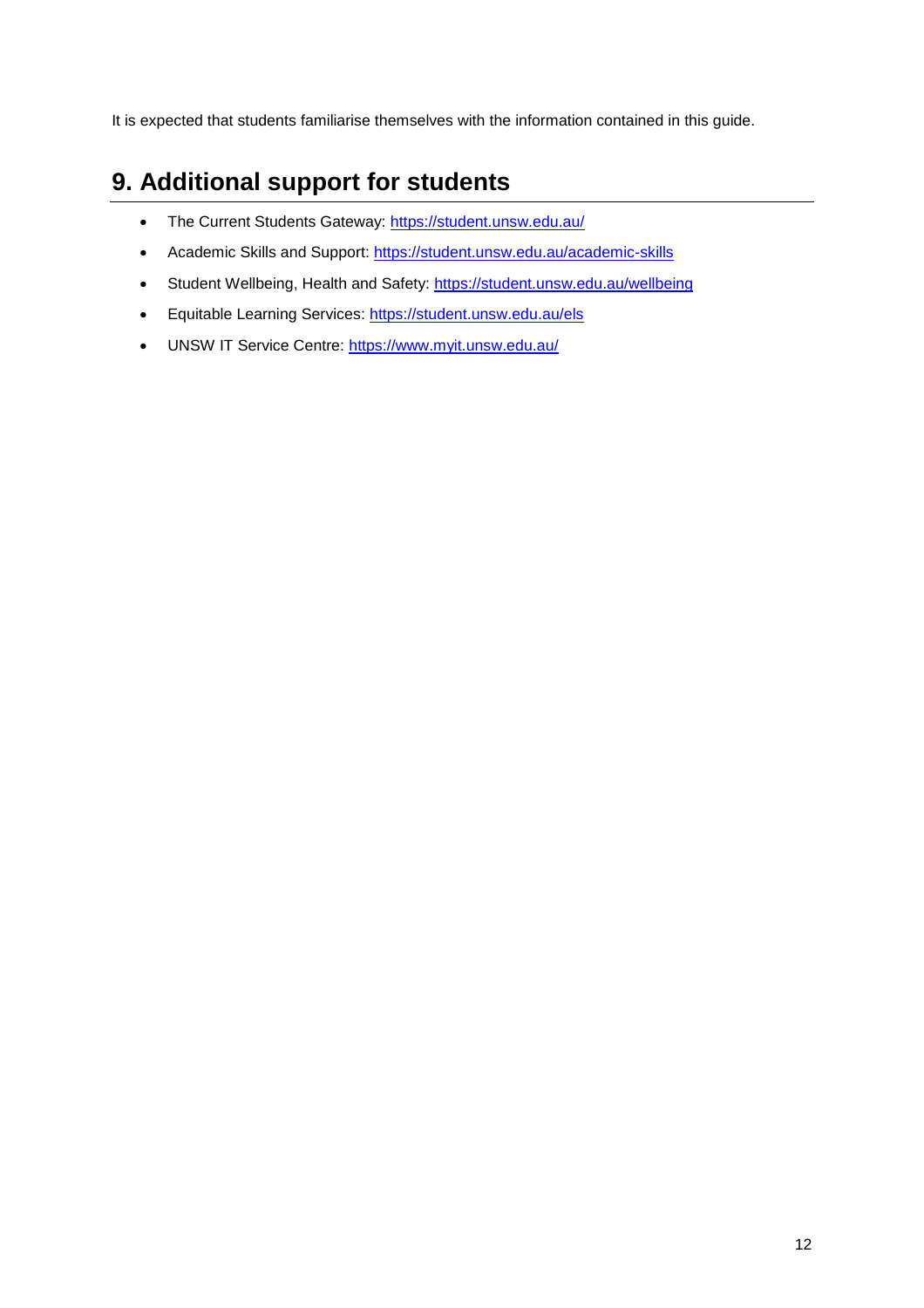It is expected that students familiarise themselves with the information contained in this guide.

## 9. Additional support for students

- The Current Students Gateway: https://student.unsw.edu.au/
- Academic Skills and Support: https://student.unsw.edu.au/academic-skills
- Student Wellbeing, Health and Safety: https://student.unsw.edu.au/wellbeing
- Equitable Learning Services: https://student.unsw.edu.au/els
- UNSW IT Service Centre: https://www.myit.unsw.edu.au/